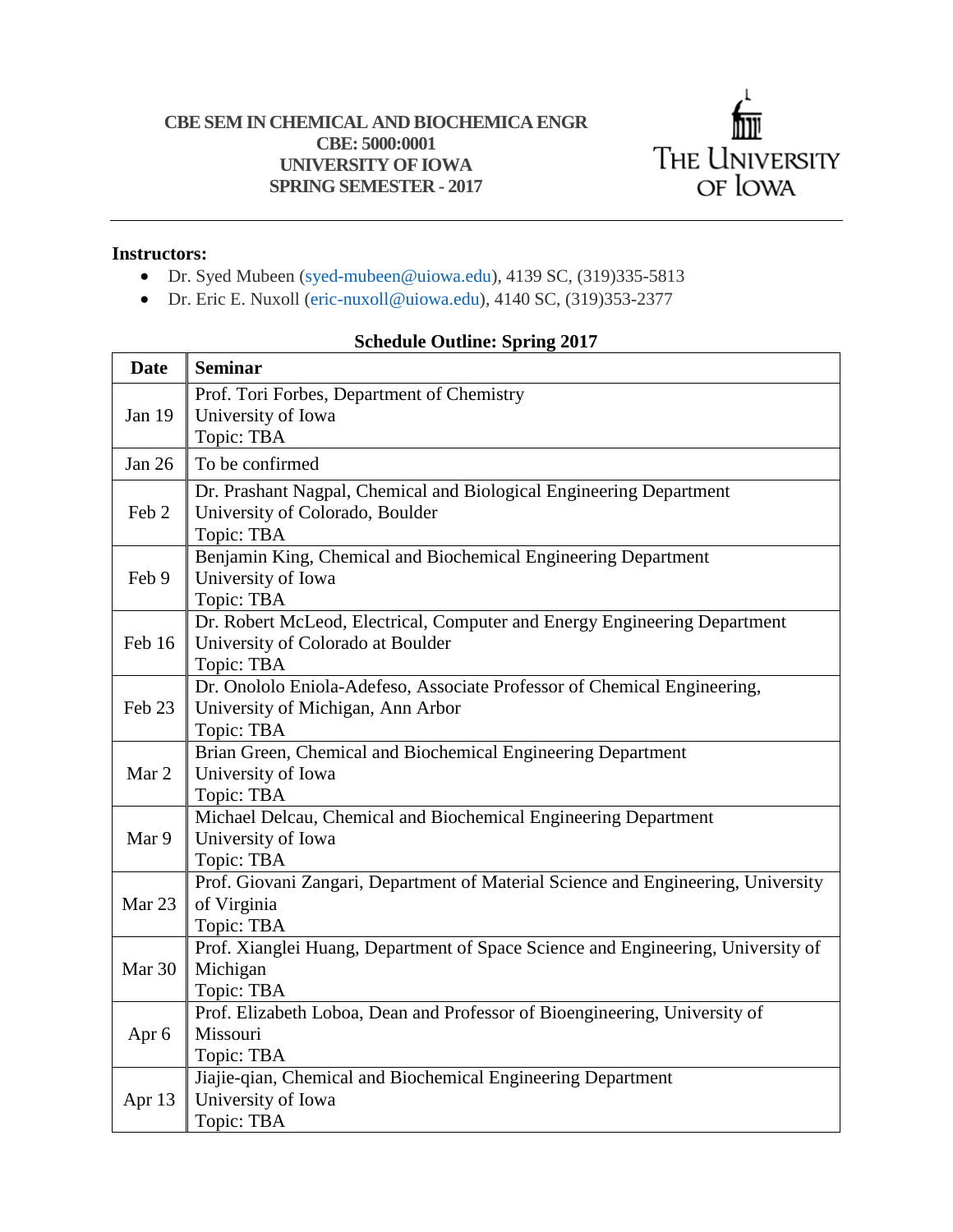# CBE SEM IN CHEMICAL AND BIOCHEMICA ENGR
## CBE: 5000:0001
## UNIVERSITY OF IOWA
## SPRING SEMESTER - 2017

THE UNIVERSITY OF IOWA

---

**Instructors:**

- Dr. Syed Mubeen (syed-mubeen@uiowa.edu), 4139 SC, (319)335-5813
- Dr. Eric E. Nuxoll (eric-nuxoll@uiowa.edu), 4140 SC, (319)353-2377

**Schedule Outline: Spring 2017**

| Date | Seminar |
|---|---|
| Jan 19 | Prof. Tori Forbes, Department of Chemistry<br>University of Iowa<br>Topic: TBA |
| Jan 26 | To be confirmed |
| Feb 2 | Dr. Prashant Nagpal, Chemical and Biological Engineering Department<br>University of Colorado, Boulder<br>Topic: TBA |
| Feb 9 | Benjamin King, Chemical and Biochemical Engineering Department<br>University of Iowa<br>Topic: TBA |
| Feb 16 | Dr. Robert McLeod, Electrical, Computer and Energy Engineering Department<br>University of Colorado at Boulder<br>Topic: TBA |
| Feb 23 | Dr. Onololo Eniola-Adefeso, Associate Professor of Chemical Engineering,<br>University of Michigan, Ann Arbor<br>Topic: TBA |
| Mar 2 | Brian Green, Chemical and Biochemical Engineering Department<br>University of Iowa<br>Topic: TBA |
| Mar 9 | Michael Delcau, Chemical and Biochemical Engineering Department<br>University of Iowa<br>Topic: TBA |
| Mar 23 | Prof. Giovani Zangari, Department of Material Science and Engineering, University of Virginia<br>Topic: TBA |
| Mar 30 | Prof. Xianglei Huang, Department of Space Science and Engineering, University of Michigan<br>Topic: TBA |
| Apr 6 | Prof. Elizabeth Loboa, Dean and Professor of Bioengineering, University of Missouri<br>Topic: TBA |
| Apr 13 | Jiajie-qian, Chemical and Biochemical Engineering Department<br>University of Iowa<br>Topic: TBA |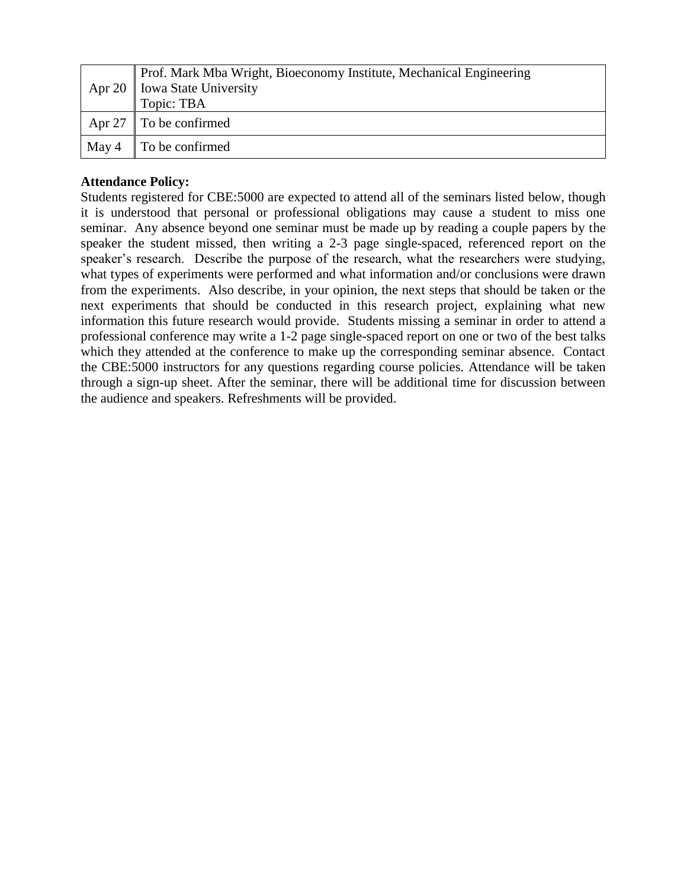| | |
|---|---|
| Apr 20 | Prof. Mark Mba Wright, Bioeconomy Institute, Mechanical Engineering<br>Iowa State University<br>Topic: TBA |
| Apr 27 | To be confirmed |
| May 4 | To be confirmed |

**Attendance Policy:**
Students registered for CBE:5000 are expected to attend all of the seminars listed below, though it is understood that personal or professional obligations may cause a student to miss one seminar. Any absence beyond one seminar must be made up by reading a couple papers by the speaker the student missed, then writing a 2-3 page single-spaced, referenced report on the speaker's research. Describe the purpose of the research, what the researchers were studying, what types of experiments were performed and what information and/or conclusions were drawn from the experiments. Also describe, in your opinion, the next steps that should be taken or the next experiments that should be conducted in this research project, explaining what new information this future research would provide. Students missing a seminar in order to attend a professional conference may write a 1-2 page single-spaced report on one or two of the best talks which they attended at the conference to make up the corresponding seminar absence. Contact the CBE:5000 instructors for any questions regarding course policies. Attendance will be taken through a sign-up sheet. After the seminar, there will be additional time for discussion between the audience and speakers. Refreshments will be provided.